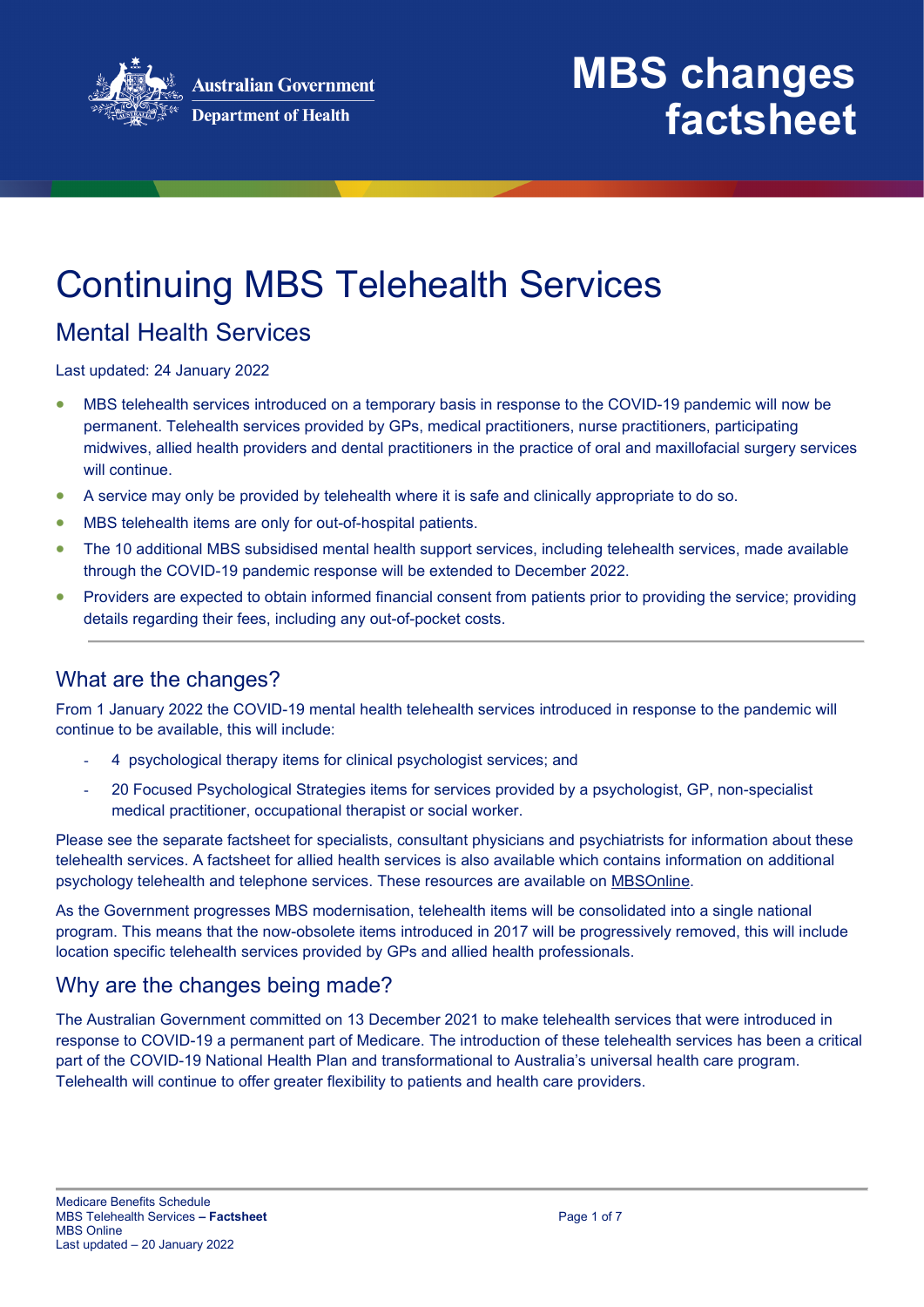Australian Government
Department of Health

# MBS changes factsheet

# Continuing MBS Telehealth Services

## Mental Health Services

Last updated: 24 January 2022

- MBS telehealth services introduced on a temporary basis in response to the COVID-19 pandemic will now be permanent. Telehealth services provided by GPs, medical practitioners, nurse practitioners, participating midwives, allied health providers and dental practitioners in the practice of oral and maxillofacial surgery services will continue.
- A service may only be provided by telehealth where it is safe and clinically appropriate to do so.
- MBS telehealth items are only for out-of-hospital patients.
- The 10 additional MBS subsidised mental health support services, including telehealth services, made available through the COVID-19 pandemic response will be extended to December 2022.
- Providers are expected to obtain informed financial consent from patients prior to providing the service; providing details regarding their fees, including any out-of-pocket costs.

## What are the changes?

From 1 January 2022 the COVID-19 mental health telehealth services introduced in response to the pandemic will continue to be available, this will include:

- 4 psychological therapy items for clinical psychologist services; and
- 20 Focused Psychological Strategies items for services provided by a psychologist, GP, non-specialist medical practitioner, occupational therapist or social worker.

Please see the separate factsheet for specialists, consultant physicians and psychiatrists for information about these telehealth services. A factsheet for allied health services is also available which contains information on additional psychology telehealth and telephone services. These resources are available on MBSOnline.

As the Government progresses MBS modernisation, telehealth items will be consolidated into a single national program. This means that the now-obsolete items introduced in 2017 will be progressively removed, this will include location specific telehealth services provided by GPs and allied health professionals.

## Why are the changes being made?

The Australian Government committed on 13 December 2021 to make telehealth services that were introduced in response to COVID-19 a permanent part of Medicare. The introduction of these telehealth services has been a critical part of the COVID-19 National Health Plan and transformational to Australia's universal health care program. Telehealth will continue to offer greater flexibility to patients and health care providers.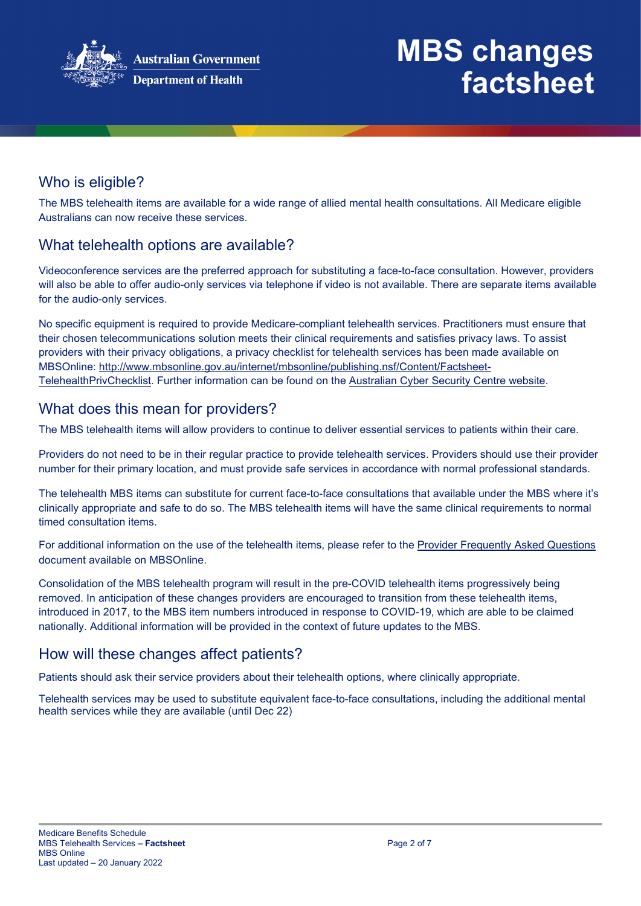## Who is eligible?

The MBS telehealth items are available for a wide range of allied mental health consultations. All Medicare eligible Australians can now receive these services.

## What telehealth options are available?

Videoconference services are the preferred approach for substituting a face-to-face consultation. However, providers will also be able to offer audio-only services via telephone if video is not available. There are separate items available for the audio-only services.

No specific equipment is required to provide Medicare-compliant telehealth services. Practitioners must ensure that their chosen telecommunications solution meets their clinical requirements and satisfies privacy laws. To assist providers with their privacy obligations, a privacy checklist for telehealth services has been made available on MBSOnline: http://www.mbsonline.gov.au/internet/mbsonline/publishing.nsf/Content/Factsheet-TelehealthPrivChecklist. Further information can be found on the Australian Cyber Security Centre website.

## What does this mean for providers?

The MBS telehealth items will allow providers to continue to deliver essential services to patients within their care.

Providers do not need to be in their regular practice to provide telehealth services. Providers should use their provider number for their primary location, and must provide safe services in accordance with normal professional standards.

The telehealth MBS items can substitute for current face-to-face consultations that available under the MBS where it's clinically appropriate and safe to do so. The MBS telehealth items will have the same clinical requirements to normal timed consultation items.

For additional information on the use of the telehealth items, please refer to the Provider Frequently Asked Questions document available on MBSOnline.

Consolidation of the MBS telehealth program will result in the pre-COVID telehealth items progressively being removed. In anticipation of these changes providers are encouraged to transition from these telehealth items, introduced in 2017, to the MBS item numbers introduced in response to COVID-19, which are able to be claimed nationally. Additional information will be provided in the context of future updates to the MBS.

## How will these changes affect patients?

Patients should ask their service providers about their telehealth options, where clinically appropriate.

Telehealth services may be used to substitute equivalent face-to-face consultations, including the additional mental health services while they are available (until Dec 22)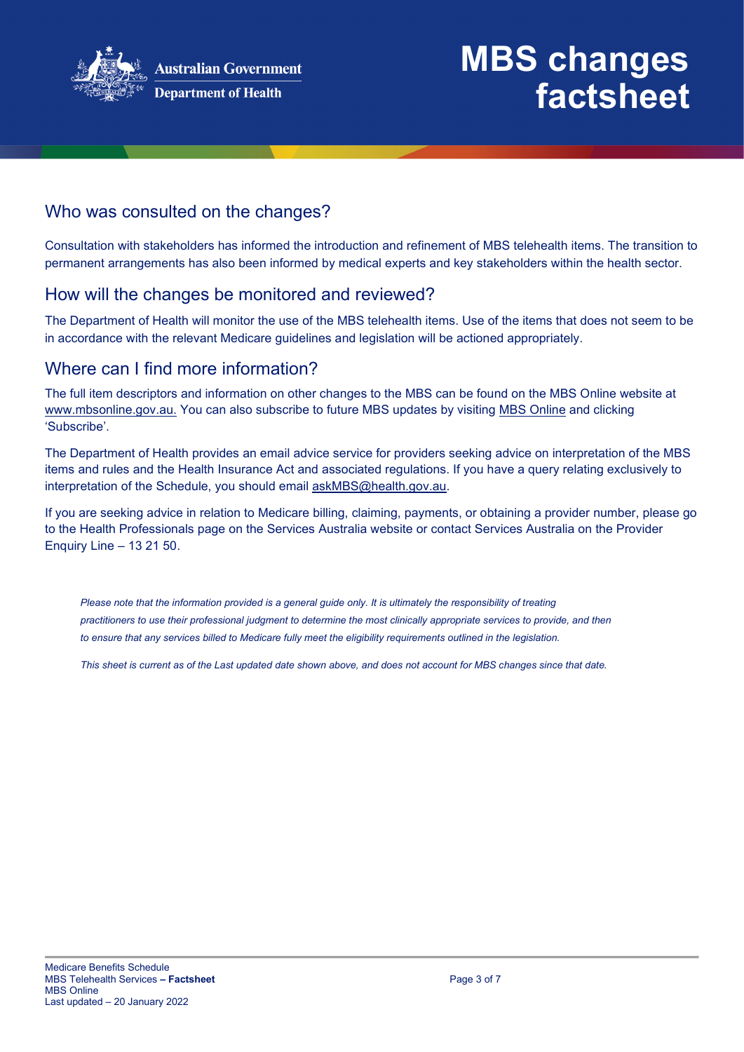## Who was consulted on the changes?

Consultation with stakeholders has informed the introduction and refinement of MBS telehealth items. The transition to permanent arrangements has also been informed by medical experts and key stakeholders within the health sector.

## How will the changes be monitored and reviewed?

The Department of Health will monitor the use of the MBS telehealth items. Use of the items that does not seem to be in accordance with the relevant Medicare guidelines and legislation will be actioned appropriately.

## Where can I find more information?

The full item descriptors and information on other changes to the MBS can be found on the MBS Online website at www.mbsonline.gov.au. You can also subscribe to future MBS updates by visiting MBS Online and clicking 'Subscribe'.

The Department of Health provides an email advice service for providers seeking advice on interpretation of the MBS items and rules and the Health Insurance Act and associated regulations. If you have a query relating exclusively to interpretation of the Schedule, you should email askMBS@health.gov.au.

If you are seeking advice in relation to Medicare billing, claiming, payments, or obtaining a provider number, please go to the Health Professionals page on the Services Australia website or contact Services Australia on the Provider Enquiry Line – 13 21 50.

*Please note that the information provided is a general guide only. It is ultimately the responsibility of treating practitioners to use their professional judgment to determine the most clinically appropriate services to provide, and then to ensure that any services billed to Medicare fully meet the eligibility requirements outlined in the legislation.*

*This sheet is current as of the Last updated date shown above, and does not account for MBS changes since that date.*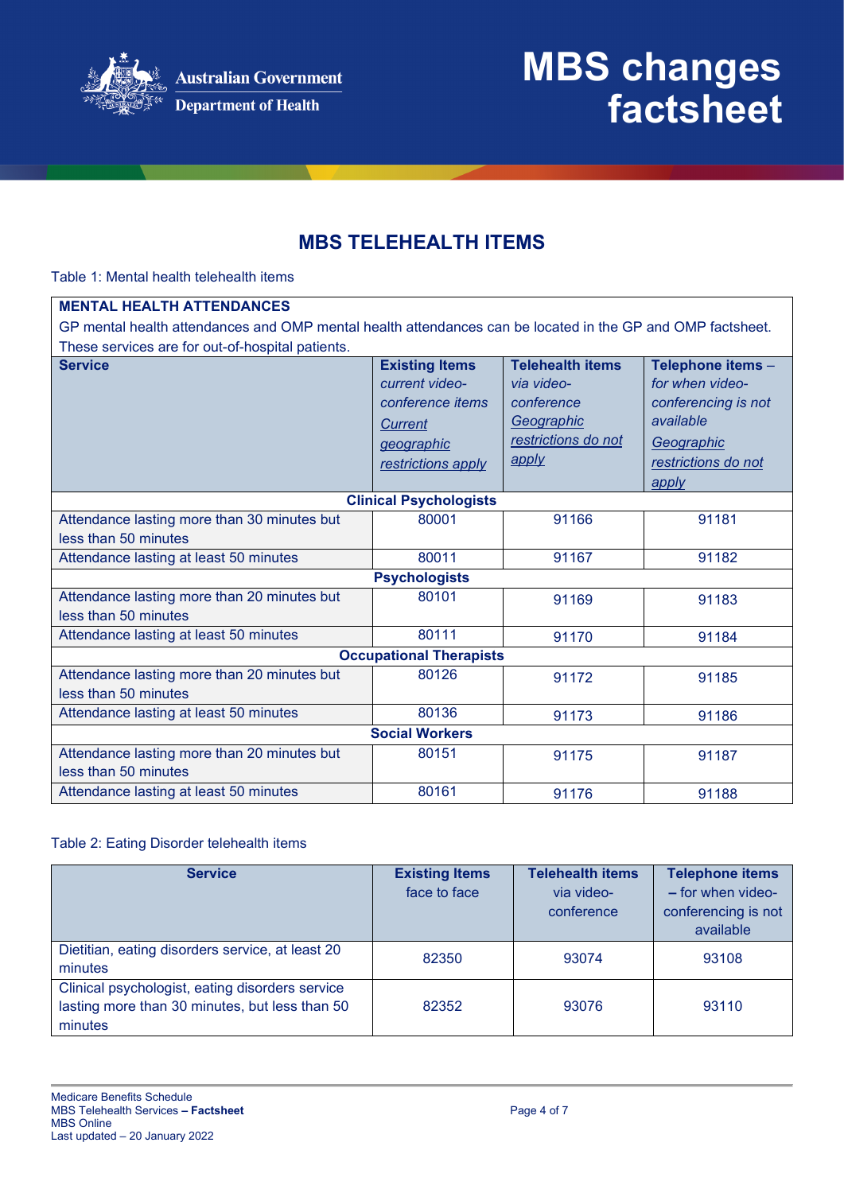# MBS TELEHEALTH ITEMS

Table 1: Mental health telehealth items

**MENTAL HEALTH ATTENDANCES**

GP mental health attendances and OMP mental health attendances can be located in the GP and OMP factsheet. These services are for out-of-hospital patients.

| Service | **Existing Items** *current video-conference items* *Current geographic restrictions apply* | **Telehealth items** *via video-conference* *Geographic restrictions do not apply* | **Telephone items** – *for when video-conferencing is not available* *Geographic restrictions do not apply* |
|---|---|---|---|
| **Clinical Psychologists** | | | |
| Attendance lasting more than 30 minutes but less than 50 minutes | 80001 | 91166 | 91181 |
| Attendance lasting at least 50 minutes | 80011 | 91167 | 91182 |
| **Psychologists** | | | |
| Attendance lasting more than 20 minutes but less than 50 minutes | 80101 | 91169 | 91183 |
| Attendance lasting at least 50 minutes | 80111 | 91170 | 91184 |
| **Occupational Therapists** | | | |
| Attendance lasting more than 20 minutes but less than 50 minutes | 80126 | 91172 | 91185 |
| Attendance lasting at least 50 minutes | 80136 | 91173 | 91186 |
| **Social Workers** | | | |
| Attendance lasting more than 20 minutes but less than 50 minutes | 80151 | 91175 | 91187 |
| Attendance lasting at least 50 minutes | 80161 | 91176 | 91188 |

Table 2: Eating Disorder telehealth items

| Service | **Existing Items** face to face | **Telehealth items** via video-conference | **Telephone items** – for when video-conferencing is not available |
|---|---|---|---|
| Dietitian, eating disorders service, at least 20 minutes | 82350 | 93074 | 93108 |
| Clinical psychologist, eating disorders service lasting more than 30 minutes, but less than 50 minutes | 82352 | 93076 | 93110 |

Medicare Benefits Schedule
MBS Telehealth Services – **Factsheet**
MBS Online
Last updated – 20 January 2022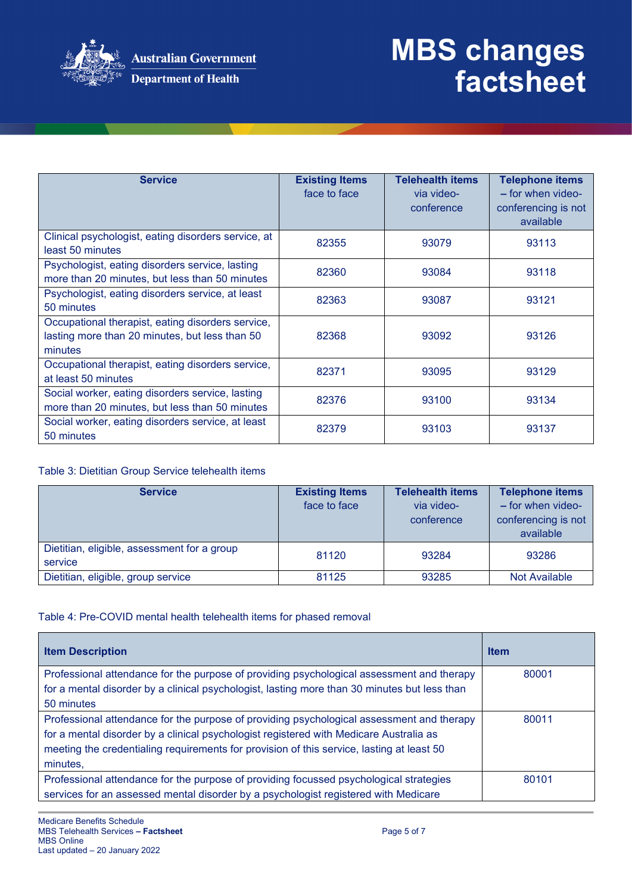| Service | Existing Items face to face | Telehealth items via video-conference | Telephone items – for when video-conferencing is not available |
|---|---|---|---|
| Clinical psychologist, eating disorders service, at least 50 minutes | 82355 | 93079 | 93113 |
| Psychologist, eating disorders service, lasting more than 20 minutes, but less than 50 minutes | 82360 | 93084 | 93118 |
| Psychologist, eating disorders service, at least 50 minutes | 82363 | 93087 | 93121 |
| Occupational therapist, eating disorders service, lasting more than 20 minutes, but less than 50 minutes | 82368 | 93092 | 93126 |
| Occupational therapist, eating disorders service, at least 50 minutes | 82371 | 93095 | 93129 |
| Social worker, eating disorders service, lasting more than 20 minutes, but less than 50 minutes | 82376 | 93100 | 93134 |
| Social worker, eating disorders service, at least 50 minutes | 82379 | 93103 | 93137 |

Table 3: Dietitian Group Service telehealth items

| Service | Existing Items face to face | Telehealth items via video-conference | Telephone items – for when video-conferencing is not available |
|---|---|---|---|
| Dietitian, eligible, assessment for a group service | 81120 | 93284 | 93286 |
| Dietitian, eligible, group service | 81125 | 93285 | Not Available |

Table 4: Pre-COVID mental health telehealth items for phased removal

| Item Description | Item |
|---|---|
| Professional attendance for the purpose of providing psychological assessment and therapy for a mental disorder by a clinical psychologist, lasting more than 30 minutes but less than 50 minutes | 80001 |
| Professional attendance for the purpose of providing psychological assessment and therapy for a mental disorder by a clinical psychologist registered with Medicare Australia as meeting the credentialing requirements for provision of this service, lasting at least 50 minutes, | 80011 |
| Professional attendance for the purpose of providing focussed psychological strategies services for an assessed mental disorder by a psychologist registered with Medicare | 80101 |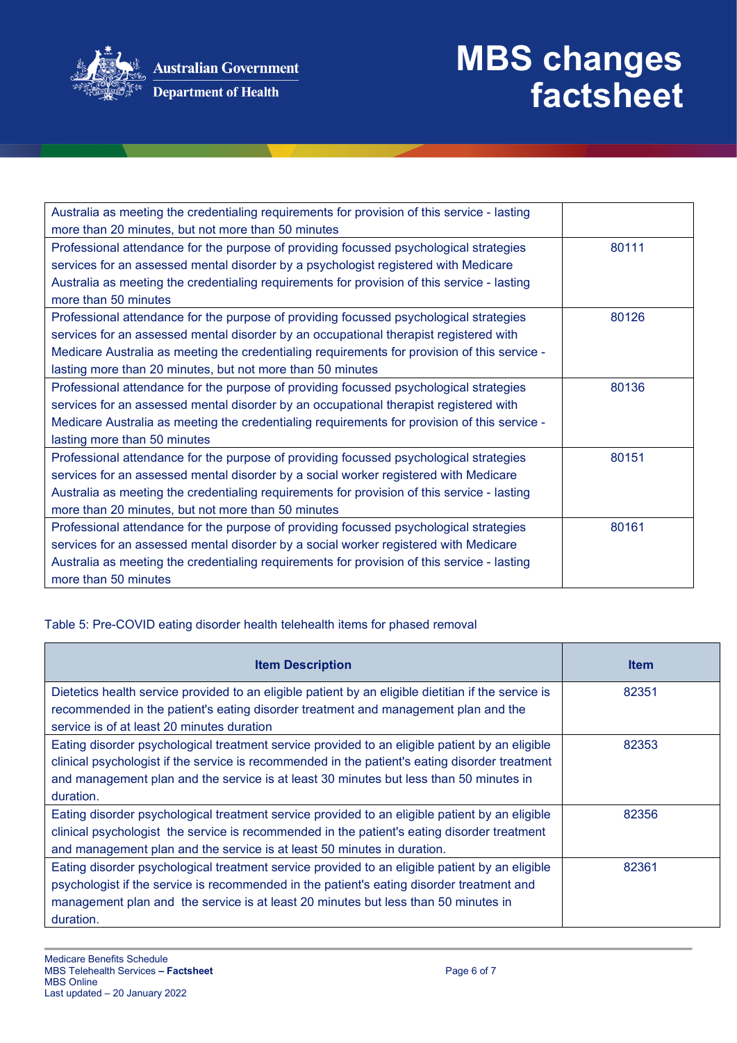| | |
|---|---|
| Australia as meeting the credentialing requirements for provision of this service - lasting more than 20 minutes, but not more than 50 minutes | |
| Professional attendance for the purpose of providing focussed psychological strategies services for an assessed mental disorder by a psychologist registered with Medicare Australia as meeting the credentialing requirements for provision of this service - lasting more than 50 minutes | 80111 |
| Professional attendance for the purpose of providing focussed psychological strategies services for an assessed mental disorder by an occupational therapist registered with Medicare Australia as meeting the credentialing requirements for provision of this service - lasting more than 20 minutes, but not more than 50 minutes | 80126 |
| Professional attendance for the purpose of providing focussed psychological strategies services for an assessed mental disorder by an occupational therapist registered with Medicare Australia as meeting the credentialing requirements for provision of this service - lasting more than 50 minutes | 80136 |
| Professional attendance for the purpose of providing focussed psychological strategies services for an assessed mental disorder by a social worker registered with Medicare Australia as meeting the credentialing requirements for provision of this service - lasting more than 20 minutes, but not more than 50 minutes | 80151 |
| Professional attendance for the purpose of providing focussed psychological strategies services for an assessed mental disorder by a social worker registered with Medicare Australia as meeting the credentialing requirements for provision of this service - lasting more than 50 minutes | 80161 |

Table 5: Pre-COVID eating disorder health telehealth items for phased removal

| Item Description | Item |
|---|---|
| Dietetics health service provided to an eligible patient by an eligible dietitian if the service is recommended in the patient's eating disorder treatment and management plan and the service is of at least 20 minutes duration | 82351 |
| Eating disorder psychological treatment service provided to an eligible patient by an eligible clinical psychologist if the service is recommended in the patient's eating disorder treatment and management plan and the service is at least 30 minutes but less than 50 minutes in duration. | 82353 |
| Eating disorder psychological treatment service provided to an eligible patient by an eligible clinical psychologist the service is recommended in the patient's eating disorder treatment and management plan and the service is at least 50 minutes in duration. | 82356 |
| Eating disorder psychological treatment service provided to an eligible patient by an eligible psychologist if the service is recommended in the patient's eating disorder treatment and management plan and the service is at least 20 minutes but less than 50 minutes in duration. | 82361 |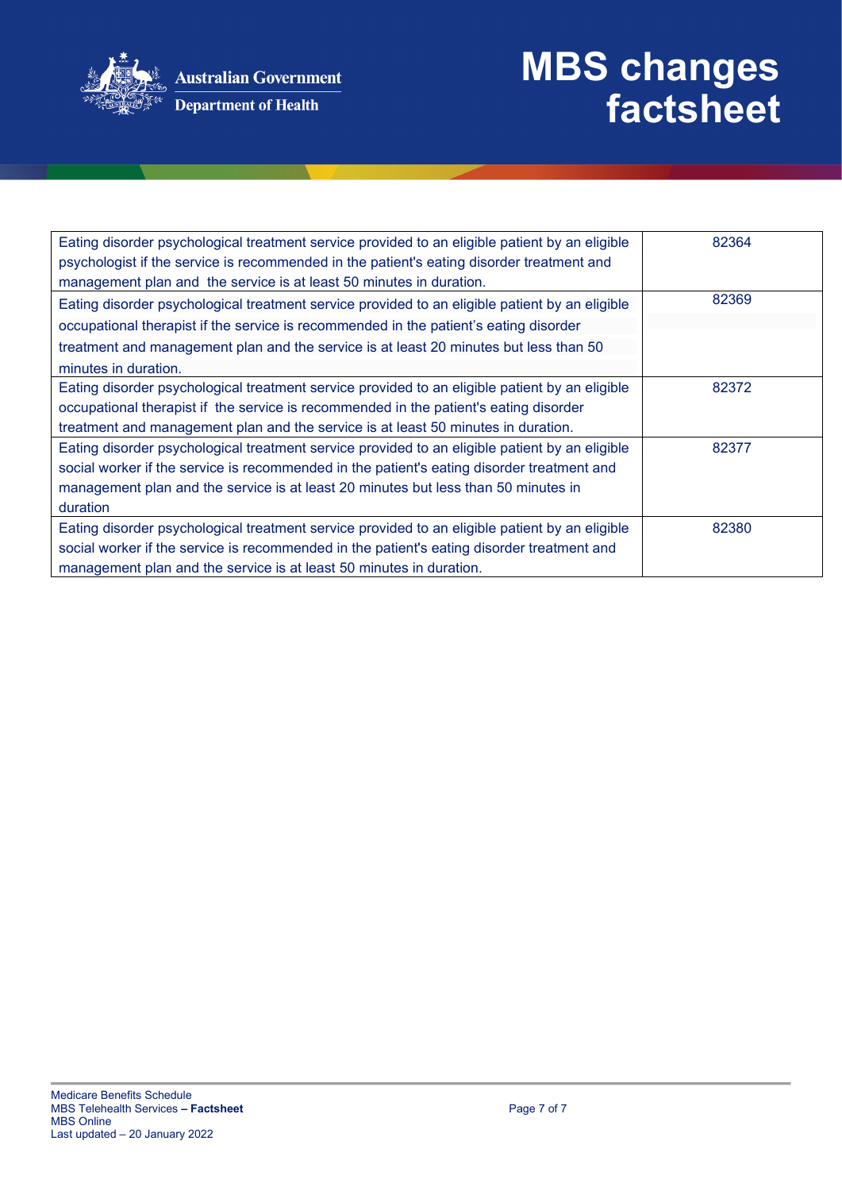| | |
|---|---|
| Eating disorder psychological treatment service provided to an eligible patient by an eligible psychologist if the service is recommended in the patient's eating disorder treatment and management plan and the service is at least 50 minutes in duration. | 82364 |
| Eating disorder psychological treatment service provided to an eligible patient by an eligible occupational therapist if the service is recommended in the patient's eating disorder treatment and management plan and the service is at least 20 minutes but less than 50 minutes in duration. | 82369 |
| Eating disorder psychological treatment service provided to an eligible patient by an eligible occupational therapist if the service is recommended in the patient's eating disorder treatment and management plan and the service is at least 50 minutes in duration. | 82372 |
| Eating disorder psychological treatment service provided to an eligible patient by an eligible social worker if the service is recommended in the patient's eating disorder treatment and management plan and the service is at least 20 minutes but less than 50 minutes in duration | 82377 |
| Eating disorder psychological treatment service provided to an eligible patient by an eligible social worker if the service is recommended in the patient's eating disorder treatment and management plan and the service is at least 50 minutes in duration. | 82380 |